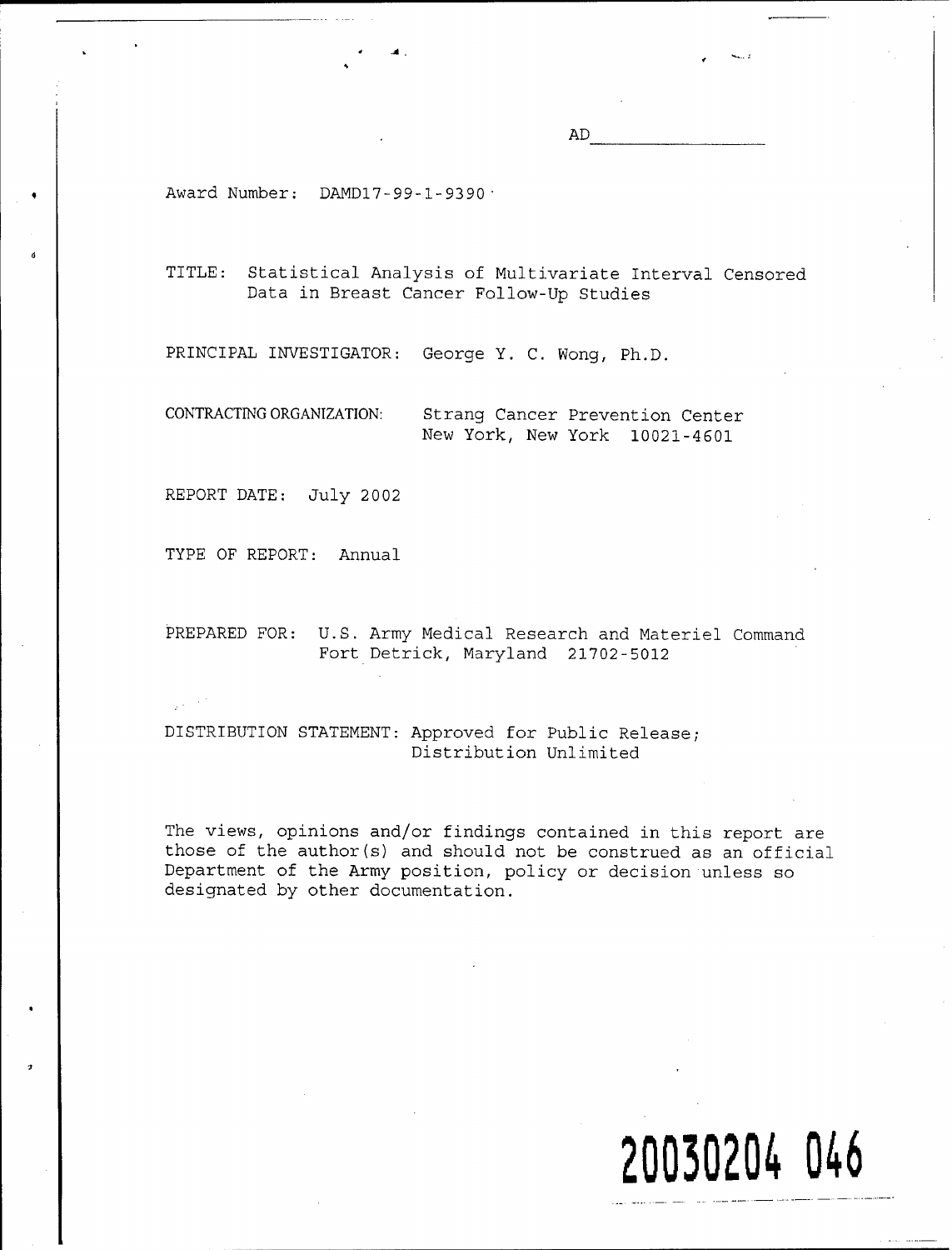AD ________________

Award Number: DAMD17-99-1-9390

TITLE: Statistical Analysis of Multivariate Interval Censored Data in Breast Cancer Follow-Up Studies

PRINCIPAL INVESTIGATOR: George Y. C. Wong, Ph.D.

CONTRACTING ORGANIZATION: Strang Cancer Prevention Center
New York, New York 10021-4601

REPORT DATE: July 2002

TYPE OF REPORT: Annual

PREPARED FOR: U.S. Army Medical Research and Materiel Command
Fort Detrick, Maryland 21702-5012

DISTRIBUTION STATEMENT: Approved for Public Release;
Distribution Unlimited

The views, opinions and/or findings contained in this report are those of the author(s) and should not be construed as an official Department of the Army position, policy or decision unless so designated by other documentation.

**20030204 046**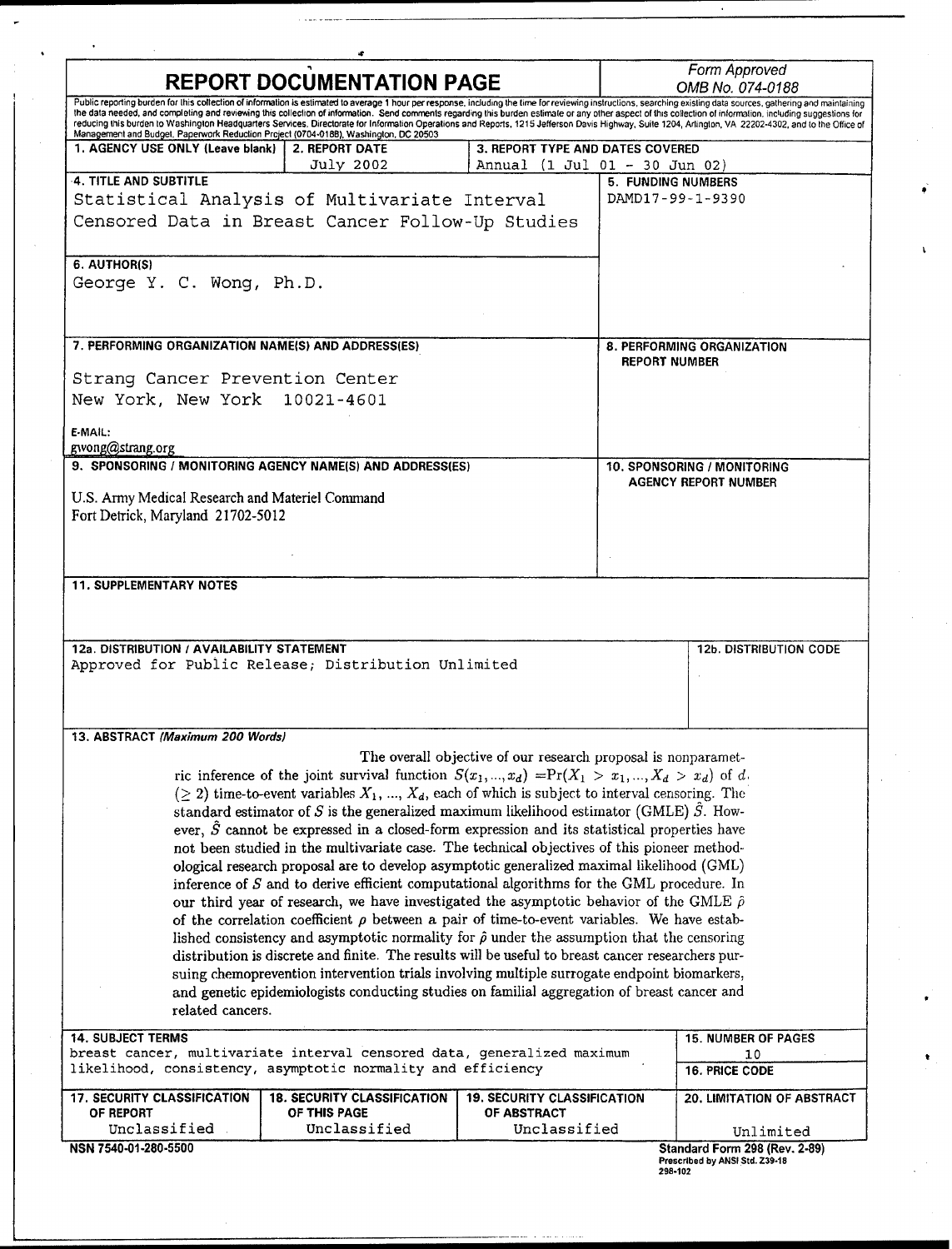# REPORT DOCUMENTATION PAGE

*Form Approved*
*OMB No. 074-0188*

Public reporting burden for this collection of information is estimated to average 1 hour per response, including the time for reviewing instructions, searching existing data sources, gathering and maintaining the data needed, and completing and reviewing this collection of information. Send comments regarding this burden estimate or any other aspect of this collection of information, including suggestions for reducing this burden to Washington Headquarters Services, Directorate for Information Operations and Reports, 1215 Jefferson Davis Highway, Suite 1204, Arlington, VA 22202-4302, and to the Office of Management and Budget, Paperwork Reduction Project (0704-0188), Washington, DC 20503

| 1. AGENCY USE ONLY (Leave blank) | 2. REPORT DATE | 3. REPORT TYPE AND DATES COVERED |
|---|---|---|
| | July 2002 | Annual (1 Jul 01 - 30 Jun 02) |

**4. TITLE AND SUBTITLE**
Statistical Analysis of Multivariate Interval Censored Data in Breast Cancer Follow-Up Studies

**5. FUNDING NUMBERS**
DAMD17-99-1-9390

**6. AUTHOR(S)**
George Y. C. Wong, Ph.D.

**7. PERFORMING ORGANIZATION NAME(S) AND ADDRESS(ES)**
Strang Cancer Prevention Center
New York, New York 10021-4601

E-MAIL:
gwong@strang.org

**8. PERFORMING ORGANIZATION REPORT NUMBER**

**9. SPONSORING / MONITORING AGENCY NAME(S) AND ADDRESS(ES)**
U.S. Army Medical Research and Materiel Command
Fort Detrick, Maryland 21702-5012

**10. SPONSORING / MONITORING AGENCY REPORT NUMBER**

**11. SUPPLEMENTARY NOTES**

**12a. DISTRIBUTION / AVAILABILITY STATEMENT**
Approved for Public Release; Distribution Unlimited

**12b. DISTRIBUTION CODE**

**13. ABSTRACT** *(Maximum 200 Words)*

The overall objective of our research proposal is nonparametric inference of the joint survival function $S(x_1, ..., x_d) = \Pr(X_1 > x_1, ..., X_d > x_d)$ of $d$ ($\geq 2$) time-to-event variables $X_1$, ..., $X_d$, each of which is subject to interval censoring. The standard estimator of $S$ is the generalized maximum likelihood estimator (GMLE) $\hat{S}$. However, $\hat{S}$ cannot be expressed in a closed-form expression and its statistical properties have not been studied in the multivariate case. The technical objectives of this pioneer methodological research proposal are to develop asymptotic generalized maximal likelihood (GML) inference of $S$ and to derive efficient computational algorithms for the GML procedure. In our third year of research, we have investigated the asymptotic behavior of the GMLE $\hat{\rho}$ of the correlation coefficient $\rho$ between a pair of time-to-event variables. We have established consistency and asymptotic normality for $\hat{\rho}$ under the assumption that the censoring distribution is discrete and finite. The results will be useful to breast cancer researchers pursuing chemoprevention intervention trials involving multiple surrogate endpoint biomarkers, and genetic epidemiologists conducting studies on familial aggregation of breast cancer and related cancers.

**14. SUBJECT TERMS**
breast cancer, multivariate interval censored data, generalized maximum likelihood, consistency, asymptotic normality and efficiency

**15. NUMBER OF PAGES**
10

**16. PRICE CODE**

| 17. SECURITY CLASSIFICATION OF REPORT | 18. SECURITY CLASSIFICATION OF THIS PAGE | 19. SECURITY CLASSIFICATION OF ABSTRACT | 20. LIMITATION OF ABSTRACT |
|---|---|---|---|
| Unclassified | Unclassified | Unclassified | Unlimited |

NSN 7540-01-280-5500

Standard Form 298 (Rev. 2-89)
Prescribed by ANSI Std. Z39-18
298-102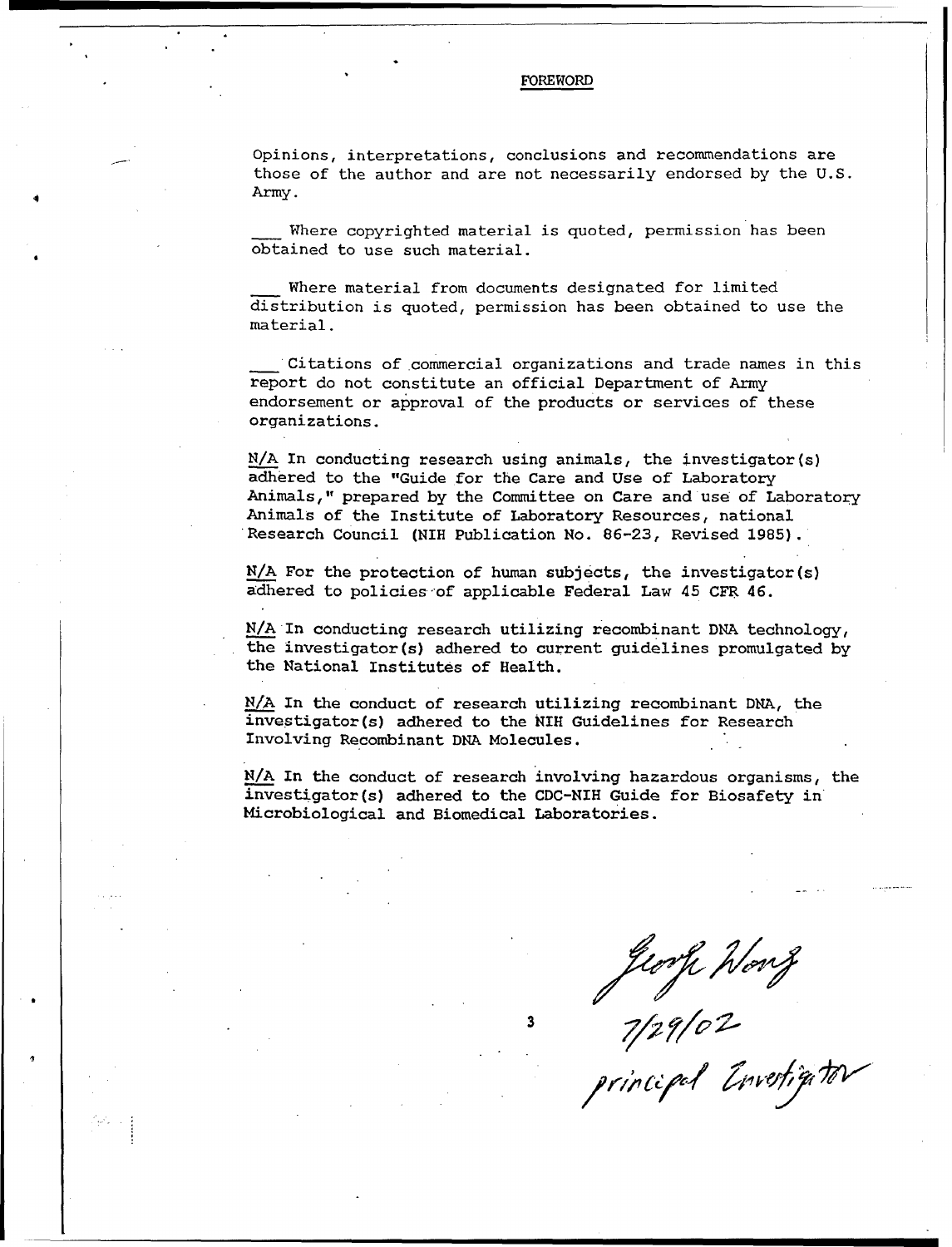# FOREWORD

Opinions, interpretations, conclusions and recommendations are those of the author and are not necessarily endorsed by the U.S. Army.

___ Where copyrighted material is quoted, permission has been obtained to use such material.

___ Where material from documents designated for limited distribution is quoted, permission has been obtained to use the material.

___ Citations of commercial organizations and trade names in this report do not constitute an official Department of Army endorsement or approval of the products or services of these organizations.

N/A In conducting research using animals, the investigator(s) adhered to the "Guide for the Care and Use of Laboratory Animals," prepared by the Committee on Care and use of Laboratory Animals of the Institute of Laboratory Resources, national Research Council (NIH Publication No. 86-23, Revised 1985).

N/A For the protection of human subjects, the investigator(s) adhered to policies of applicable Federal Law 45 CFR 46.

N/A In conducting research utilizing recombinant DNA technology, the investigator(s) adhered to current guidelines promulgated by the National Institutes of Health.

N/A In the conduct of research utilizing recombinant DNA, the investigator(s) adhered to the NIH Guidelines for Research Involving Recombinant DNA Molecules.

N/A In the conduct of research involving hazardous organisms, the investigator(s) adhered to the CDC-NIH Guide for Biosafety in Microbiological and Biomedical Laboratories.

George Wong
7/29/02
principal Investigator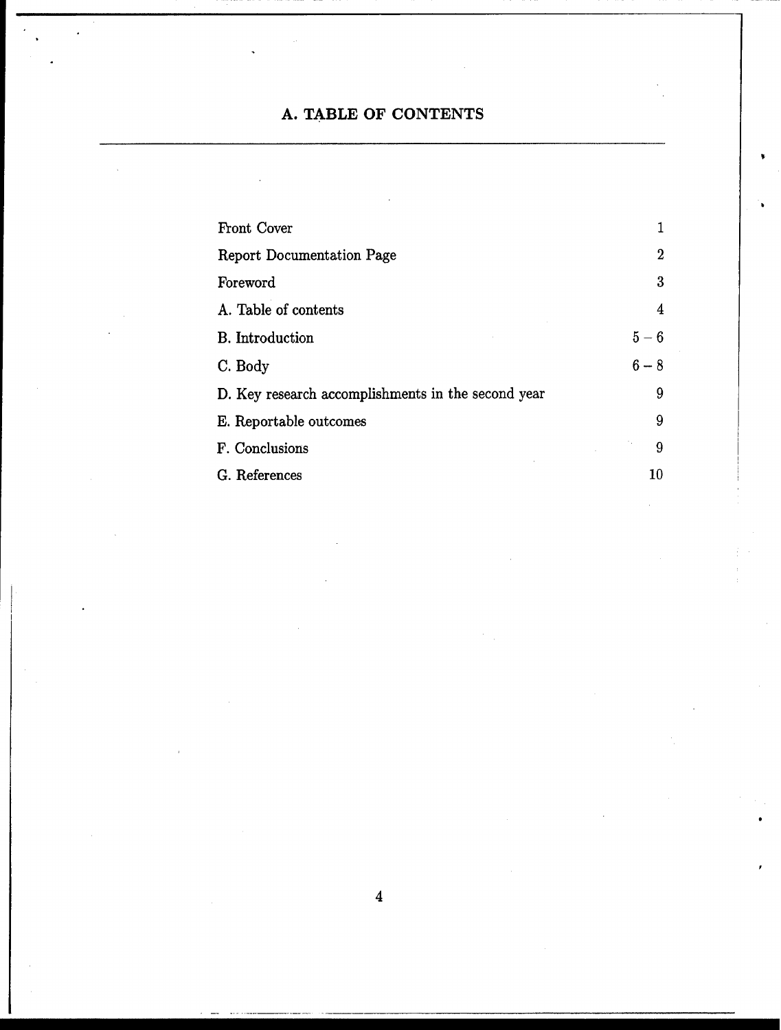# A. TABLE OF CONTENTS

| | |
|---|---|
| Front Cover | 1 |
| Report Documentation Page | 2 |
| Foreword | 3 |
| A. Table of contents | 4 |
| B. Introduction | 5 – 6 |
| C. Body | 6 – 8 |
| D. Key research accomplishments in the second year | 9 |
| E. Reportable outcomes | 9 |
| F. Conclusions | 9 |
| G. References | 10 |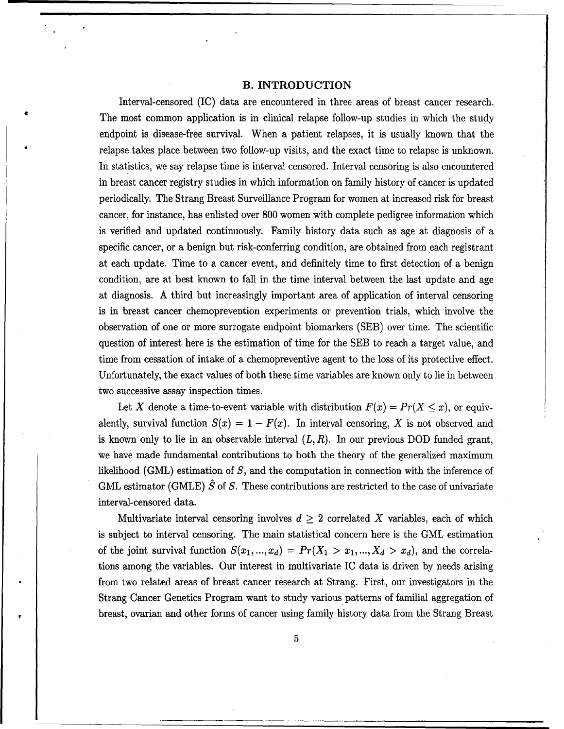## B. INTRODUCTION

Interval-censored (IC) data are encountered in three areas of breast cancer research. The most common application is in clinical relapse follow-up studies in which the study endpoint is disease-free survival. When a patient relapses, it is usually known that the relapse takes place between two follow-up visits, and the exact time to relapse is unknown. In statistics, we say relapse time is interval censored. Interval censoring is also encountered in breast cancer registry studies in which information on family history of cancer is updated periodically. The Strang Breast Surveillance Program for women at increased risk for breast cancer, for instance, has enlisted over 800 women with complete pedigree information which is verified and updated continuously. Family history data such as age at diagnosis of a specific cancer, or a benign but risk-conferring condition, are obtained from each registrant at each update. Time to a cancer event, and definitely time to first detection of a benign condition, are at best known to fall in the time interval between the last update and age at diagnosis. A third but increasingly important area of application of interval censoring is in breast cancer chemoprevention experiments or prevention trials, which involve the observation of one or more surrogate endpoint biomarkers (SEB) over time. The scientific question of interest here is the estimation of time for the SEB to reach a target value, and time from cessation of intake of a chemopreventive agent to the loss of its protective effect. Unfortunately, the exact values of both these time variables are known only to lie in between two successive assay inspection times.

Let $X$ denote a time-to-event variable with distribution $F(x) = Pr(X \leq x)$, or equivalently, survival function $S(x) = 1 - F(x)$. In interval censoring, $X$ is not observed and is known only to lie in an observable interval $(L, R)$. In our previous DOD funded grant, we have made fundamental contributions to both the theory of the generalized maximum likelihood (GML) estimation of $S$, and the computation in connection with the inference of GML estimator (GMLE) $\hat{S}$ of $S$. These contributions are restricted to the case of univariate interval-censored data.

Multivariate interval censoring involves $d \geq 2$ correlated $X$ variables, each of which is subject to interval censoring. The main statistical concern here is the GML estimation of the joint survival function $S(x_1, ..., x_d) = Pr(X_1 > x_1, ..., X_d > x_d)$, and the correlations among the variables. Our interest in multivariate IC data is driven by needs arising from two related areas of breast cancer research at Strang. First, our investigators in the Strang Cancer Genetics Program want to study various patterns of familial aggregation of breast, ovarian and other forms of cancer using family history data from the Strang Breast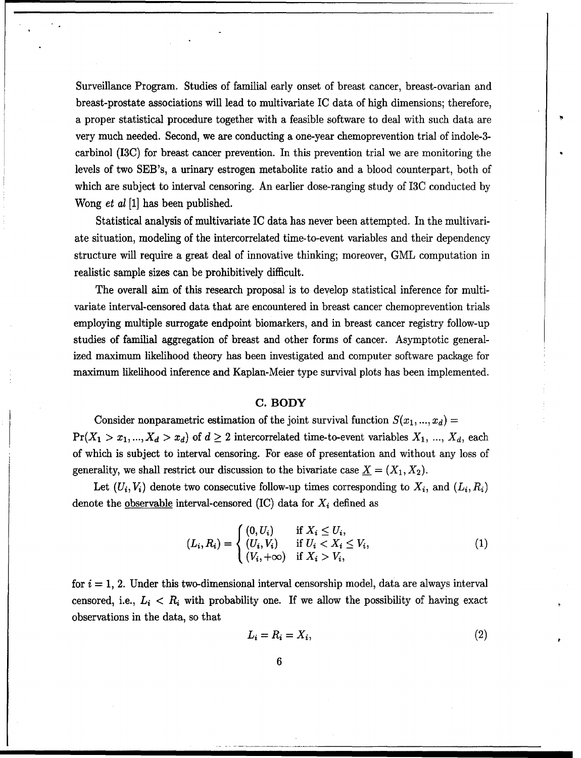Surveillance Program. Studies of familial early onset of breast cancer, breast-ovarian and breast-prostate associations will lead to multivariate IC data of high dimensions; therefore, a proper statistical procedure together with a feasible software to deal with such data are very much needed. Second, we are conducting a one-year chemoprevention trial of indole-3-carbinol (I3C) for breast cancer prevention. In this prevention trial we are monitoring the levels of two SEB's, a urinary estrogen metabolite ratio and a blood counterpart, both of which are subject to interval censoring. An earlier dose-ranging study of I3C conducted by Wong *et al* [1] has been published.

Statistical analysis of multivariate IC data has never been attempted. In the multivariate situation, modeling of the intercorrelated time-to-event variables and their dependency structure will require a great deal of innovative thinking; moreover, GML computation in realistic sample sizes can be prohibitively difficult.

The overall aim of this research proposal is to develop statistical inference for multivariate interval-censored data that are encountered in breast cancer chemoprevention trials employing multiple surrogate endpoint biomarkers, and in breast cancer registry follow-up studies of familial aggregation of breast and other forms of cancer. Asymptotic generalized maximum likelihood theory has been investigated and computer software package for maximum likelihood inference and Kaplan-Meier type survival plots has been implemented.

## C. BODY

Consider nonparametric estimation of the joint survival function $S(x_1, ..., x_d) = \Pr(X_1 > x_1, ..., X_d > x_d)$ of $d \geq 2$ intercorrelated time-to-event variables $X_1$, ..., $X_d$, each of which is subject to interval censoring. For ease of presentation and without any loss of generality, we shall restrict our discussion to the bivariate case $\underline{X} = (X_1, X_2)$.

Let $(U_i, V_i)$ denote two consecutive follow-up times corresponding to $X_i$, and $(L_i, R_i)$ denote the <u>observable</u> interval-censored (IC) data for $X_i$ defined as

$$(L_i, R_i) = \begin{cases} (0, U_i) & \text{if } X_i \leq U_i, \\ (U_i, V_i) & \text{if } U_i < X_i \leq V_i, \\ (V_i, +\infty) & \text{if } X_i > V_i, \end{cases} \tag{1}$$

for $i = 1, 2$. Under this two-dimensional interval censorship model, data are always interval censored, i.e., $L_i < R_i$ with probability one. If we allow the possibility of having exact observations in the data, so that

$$L_i = R_i = X_i, \tag{2}$$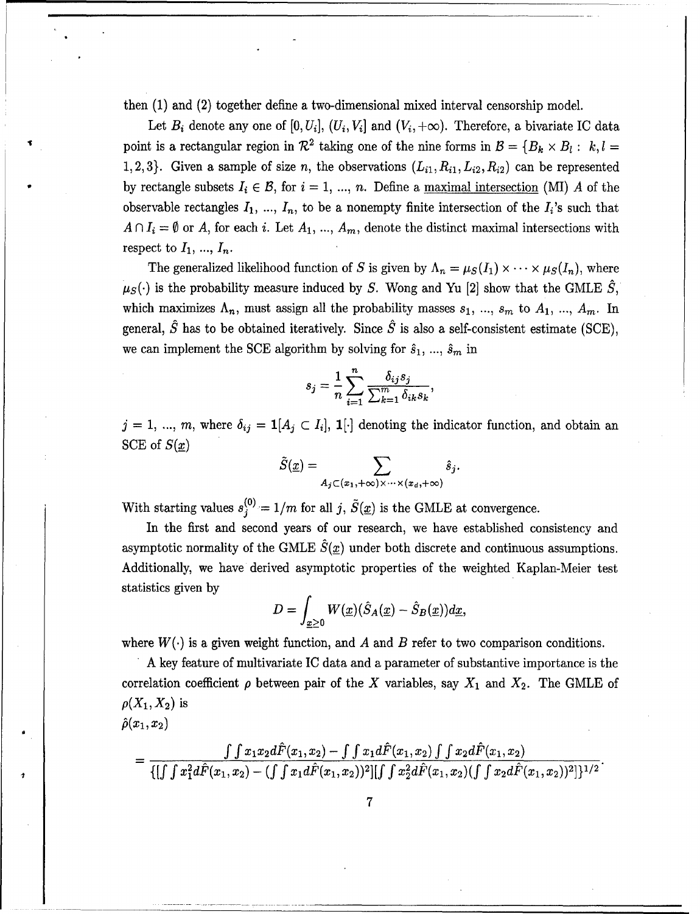then (1) and (2) together define a two-dimensional mixed interval censorship model.

Let $B_i$ denote any one of $[0, U_i]$, $(U_i, V_i]$ and $(V_i, +\infty)$. Therefore, a bivariate IC data point is a rectangular region in $\mathcal{R}^2$ taking one of the nine forms in $\mathcal{B} = \{B_k \times B_l : \ k, l = 1, 2, 3\}$. Given a sample of size $n$, the observations $(L_{i1}, R_{i1}, L_{i2}, R_{i2})$ can be represented by rectangle subsets $I_i \in \mathcal{B}$, for $i = 1, ..., n$. Define a <u>maximal intersection</u> (MI) $A$ of the observable rectangles $I_1, ..., I_n$, to be a nonempty finite intersection of the $I_i$'s such that $A \cap I_i = \emptyset$ or $A$, for each $i$. Let $A_1, ..., A_m$, denote the distinct maximal intersections with respect to $I_1, ..., I_n$.

The generalized likelihood function of $S$ is given by $\Lambda_n = \mu_S(I_1) \times \cdots \times \mu_S(I_n)$, where $\mu_S(\cdot)$ is the probability measure induced by $S$. Wong and Yu [2] show that the GMLE $\hat{S}$, which maximizes $\Lambda_n$, must assign all the probability masses $s_1, ..., s_m$ to $A_1, ..., A_m$. In general, $\hat{S}$ has to be obtained iteratively. Since $\hat{S}$ is also a self-consistent estimate (SCE), we can implement the SCE algorithm by solving for $\hat{s}_1, ..., \hat{s}_m$ in

$$s_j = \frac{1}{n} \sum_{i=1}^{n} \frac{\delta_{ij} s_j}{\sum_{k=1}^{m} \delta_{ik} s_k},$$

$j = 1, ..., m$, where $\delta_{ij} = \mathbf{1}[A_j \subset I_i]$, $\mathbf{1}[\cdot]$ denoting the indicator function, and obtain an SCE of $S(\underline{x})$

$$\tilde{S}(\underline{x}) = \sum_{A_j \subset (x_1, +\infty) \times \cdots \times (x_d, +\infty)} \hat{s}_j.$$

With starting values $s_j^{(0)} = 1/m$ for all $j$, $\tilde{S}(\underline{x})$ is the GMLE at convergence.

In the first and second years of our research, we have established consistency and asymptotic normality of the GMLE $\hat{S}(\underline{x})$ under both discrete and continuous assumptions. Additionally, we have derived asymptotic properties of the weighted Kaplan-Meier test statistics given by

$$D = \int_{\underline{x} \geq 0} W(\underline{x})(\hat{S}_A(\underline{x}) - \hat{S}_B(\underline{x})) d\underline{x},$$

where $W(\cdot)$ is a given weight function, and $A$ and $B$ refer to two comparison conditions.

A key feature of multivariate IC data and a parameter of substantive importance is the correlation coefficient $\rho$ between pair of the $X$ variables, say $X_1$ and $X_2$. The GMLE of $\rho(X_1, X_2)$ is

$$\hat{\rho}(x_1, x_2) = \frac{\int\int x_1 x_2 d\hat{F}(x_1, x_2) - \int\int x_1 d\hat{F}(x_1, x_2) \int\int x_2 d\hat{F}(x_1, x_2)}{\{[\int\int x_1^2 d\hat{F}(x_1, x_2) - (\int\int x_1 d\hat{F}(x_1, x_2))^2][\int\int x_2^2 d\hat{F}(x_1, x_2)(\int\int x_2 d\hat{F}(x_1, x_2))^2]\}^{1/2}}.$$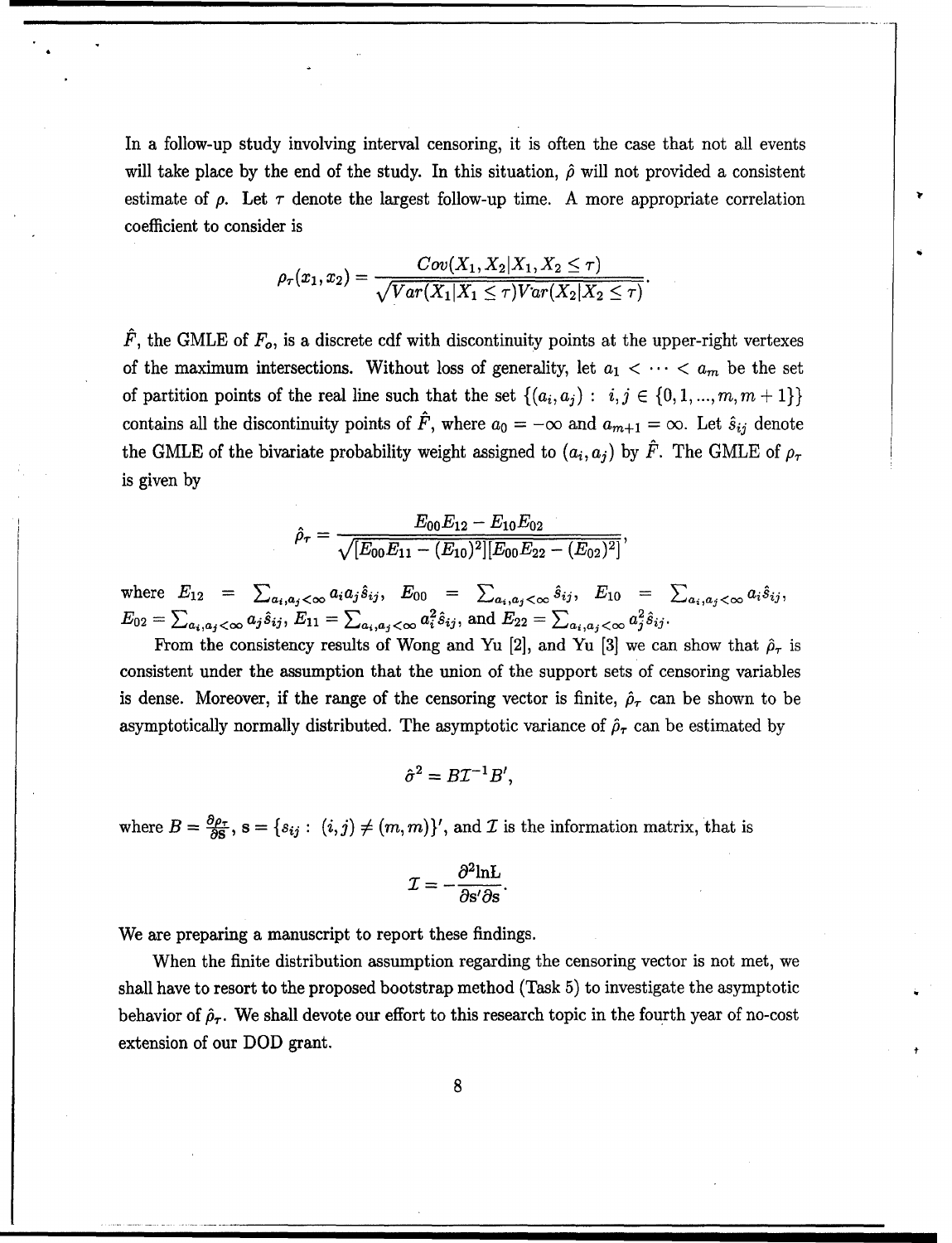In a follow-up study involving interval censoring, it is often the case that not all events will take place by the end of the study. In this situation, $\hat{\rho}$ will not provided a consistent estimate of $\rho$. Let $\tau$ denote the largest follow-up time. A more appropriate correlation coefficient to consider is

$$\rho_\tau(x_1, x_2) = \frac{Cov(X_1, X_2 | X_1, X_2 \leq \tau)}{\sqrt{Var(X_1 | X_1 \leq \tau) Var(X_2 | X_2 \leq \tau)}}.$$

$\hat{F}$, the GMLE of $F_o$, is a discrete cdf with discontinuity points at the upper-right vertexes of the maximum intersections. Without loss of generality, let $a_1 < \cdots < a_m$ be the set of partition points of the real line such that the set $\{(a_i, a_j) : i, j \in \{0, 1, ..., m, m+1\}\}$ contains all the discontinuity points of $\hat{F}$, where $a_0 = -\infty$ and $a_{m+1} = \infty$. Let $\hat{s}_{ij}$ denote the GMLE of the bivariate probability weight assigned to $(a_i, a_j)$ by $\hat{F}$. The GMLE of $\rho_\tau$ is given by

$$\hat{\rho}_\tau = \frac{E_{00}E_{12} - E_{10}E_{02}}{\sqrt{[E_{00}E_{11} - (E_{10})^2][E_{00}E_{22} - (E_{02})^2]}},$$

where $E_{12} = \sum_{a_i, a_j < \infty} a_i a_j \hat{s}_{ij}$, $E_{00} = \sum_{a_i, a_j < \infty} \hat{s}_{ij}$, $E_{10} = \sum_{a_i, a_j < \infty} a_i \hat{s}_{ij}$, $E_{02} = \sum_{a_i, a_j < \infty} a_j \hat{s}_{ij}$, $E_{11} = \sum_{a_i, a_j < \infty} a_i^2 \hat{s}_{ij}$, and $E_{22} = \sum_{a_i, a_j < \infty} a_j^2 \hat{s}_{ij}$.

From the consistency results of Wong and Yu [2], and Yu [3] we can show that $\hat{\rho}_\tau$ is consistent under the assumption that the union of the support sets of censoring variables is dense. Moreover, if the range of the censoring vector is finite, $\hat{\rho}_\tau$ can be shown to be asymptotically normally distributed. The asymptotic variance of $\hat{\rho}_\tau$ can be estimated by

$$\hat{\sigma}^2 = B\mathcal{I}^{-1}B',$$

where $B = \frac{\partial \rho_\tau}{\partial \mathbf{s}}$, $\mathbf{s} = \{s_{ij} : (i, j) \neq (m, m)\}'$, and $\mathcal{I}$ is the information matrix, that is

$$\mathcal{I} = -\frac{\partial^2 \ln \mathrm{L}}{\partial \mathbf{s}' \partial \mathbf{s}}.$$

We are preparing a manuscript to report these findings.

When the finite distribution assumption regarding the censoring vector is not met, we shall have to resort to the proposed bootstrap method (Task 5) to investigate the asymptotic behavior of $\hat{\rho}_\tau$. We shall devote our effort to this research topic in the fourth year of no-cost extension of our DOD grant.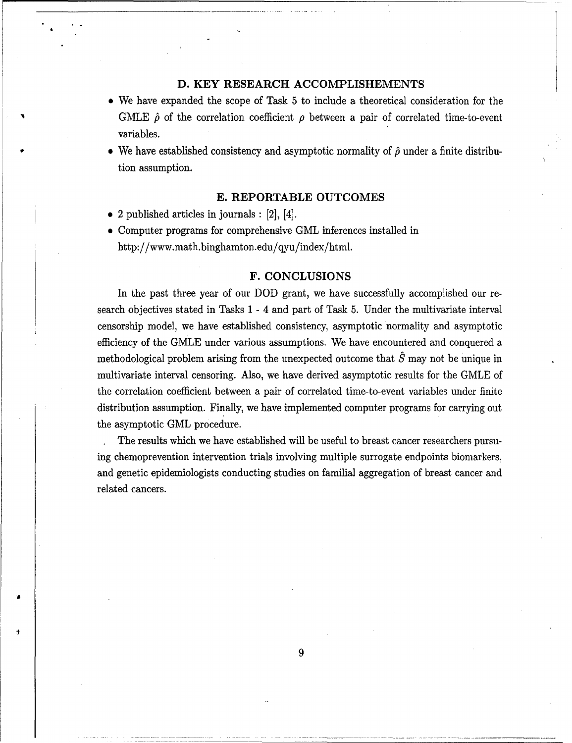## D. KEY RESEARCH ACCOMPLISHEMENTS

- We have expanded the scope of Task 5 to include a theoretical consideration for the GMLE $\hat{\rho}$ of the correlation coefficient $\rho$ between a pair of correlated time-to-event variables.
- We have established consistency and asymptotic normality of $\hat{\rho}$ under a finite distribution assumption.

## E. REPORTABLE OUTCOMES

- 2 published articles in journals : [2], [4].
- Computer programs for comprehensive GML inferences installed in http://www.math.binghamton.edu/qyu/index/html.

## F. CONCLUSIONS

In the past three year of our DOD grant, we have successfully accomplished our research objectives stated in Tasks 1 - 4 and part of Task 5. Under the multivariate interval censorship model, we have established consistency, asymptotic normality and asymptotic efficiency of the GMLE under various assumptions. We have encountered and conquered a methodological problem arising from the unexpected outcome that $\hat{S}$ may not be unique in multivariate interval censoring. Also, we have derived asymptotic results for the GMLE of the correlation coefficient between a pair of correlated time-to-event variables under finite distribution assumption. Finally, we have implemented computer programs for carrying out the asymptotic GML procedure.

The results which we have established will be useful to breast cancer researchers pursuing chemoprevention intervention trials involving multiple surrogate endpoints biomarkers, and genetic epidemiologists conducting studies on familial aggregation of breast cancer and related cancers.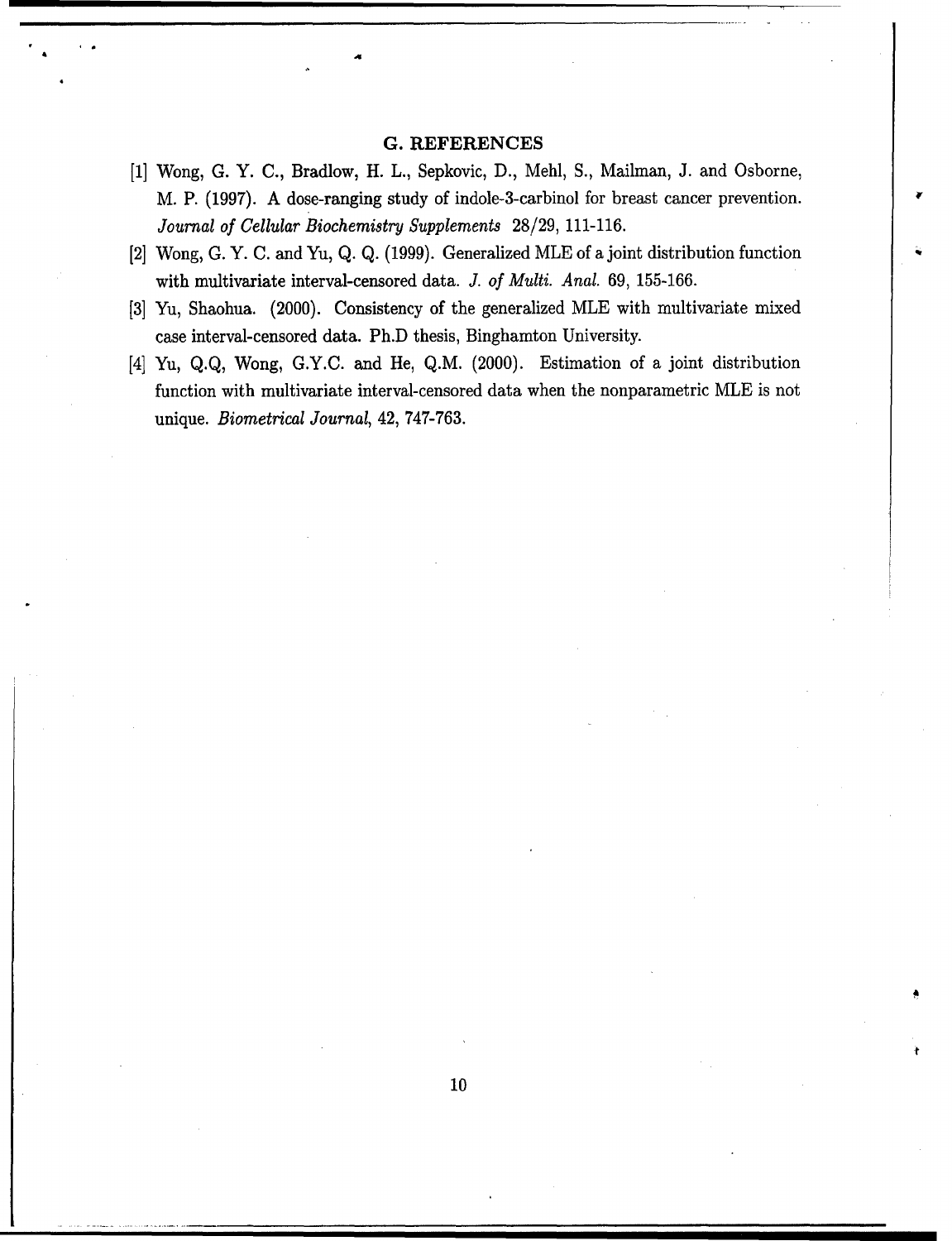## G. REFERENCES

[1] Wong, G. Y. C., Bradlow, H. L., Sepkovic, D., Mehl, S., Mailman, J. and Osborne, M. P. (1997). A dose-ranging study of indole-3-carbinol for breast cancer prevention. *Journal of Cellular Biochemistry Supplements* 28/29, 111-116.

[2] Wong, G. Y. C. and Yu, Q. Q. (1999). Generalized MLE of a joint distribution function with multivariate interval-censored data. *J. of Multi. Anal.* 69, 155-166.

[3] Yu, Shaohua. (2000). Consistency of the generalized MLE with multivariate mixed case interval-censored data. Ph.D thesis, Binghamton University.

[4] Yu, Q.Q, Wong, G.Y.C. and He, Q.M. (2000). Estimation of a joint distribution function with multivariate interval-censored data when the nonparametric MLE is not unique. *Biometrical Journal*, 42, 747-763.